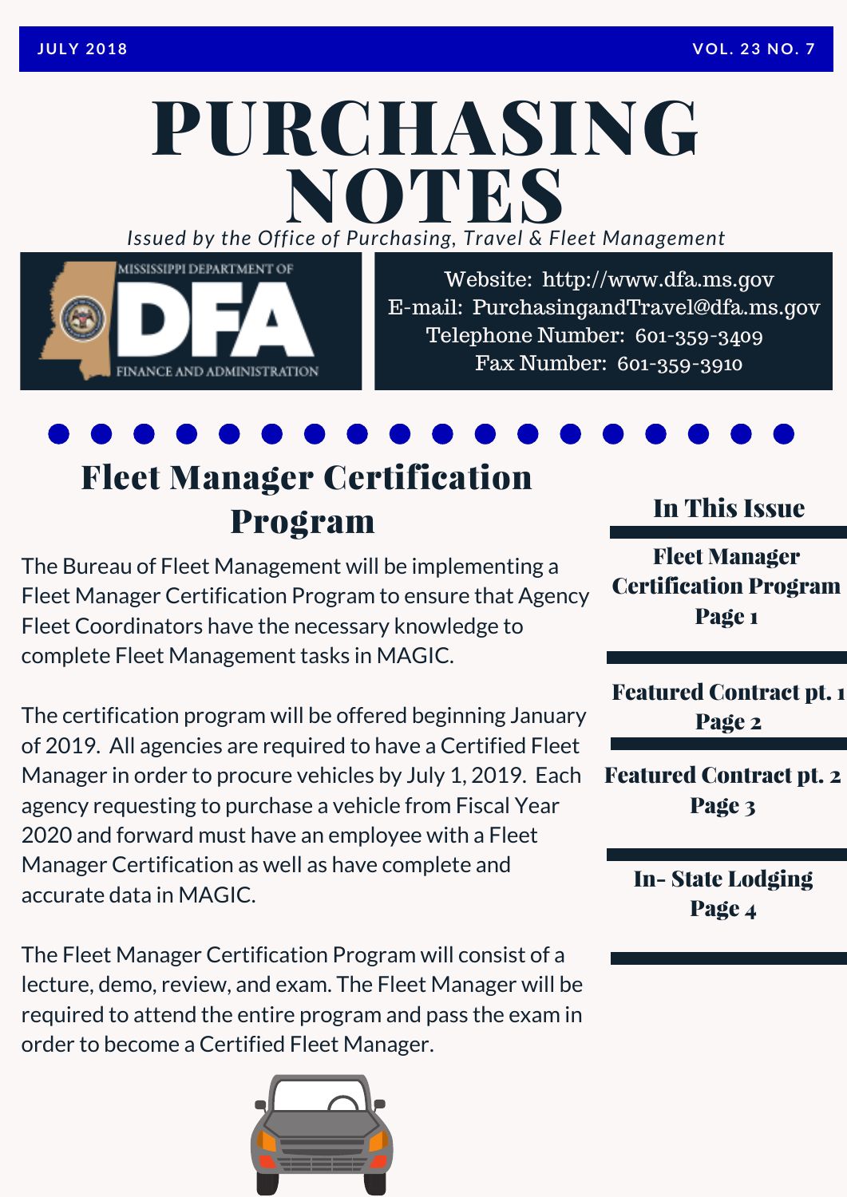JULY 2018 VOL. 23 NO. 7

# PURCHASING NOTES

*Issued by the Office of Purchasing, Travel & Fleet Management*

MISSISSIPPI DEPARTMENT OF DFA FINANCE AND ADMINISTRATION

Website: http://www.dfa.ms.gov
E-mail: PurchasingandTravel@dfa.ms.gov
Telephone Number: 601-359-3409
Fax Number: 601-359-3910

## Fleet Manager Certification Program

The Bureau of Fleet Management will be implementing a Fleet Manager Certification Program to ensure that Agency Fleet Coordinators have the necessary knowledge to complete Fleet Management tasks in MAGIC.

The certification program will be offered beginning January of 2019. All agencies are required to have a Certified Fleet Manager in order to procure vehicles by July 1, 2019. Each agency requesting to purchase a vehicle from Fiscal Year 2020 and forward must have an employee with a Fleet Manager Certification as well as have complete and accurate data in MAGIC.

The Fleet Manager Certification Program will consist of a lecture, demo, review, and exam. The Fleet Manager will be required to attend the entire program and pass the exam in order to become a Certified Fleet Manager.

### In This Issue

**Fleet Manager Certification Program**
Page 1

**Featured Contract pt. 1**
Page 2

**Featured Contract pt. 2**
Page 3

**In- State Lodging**
Page 4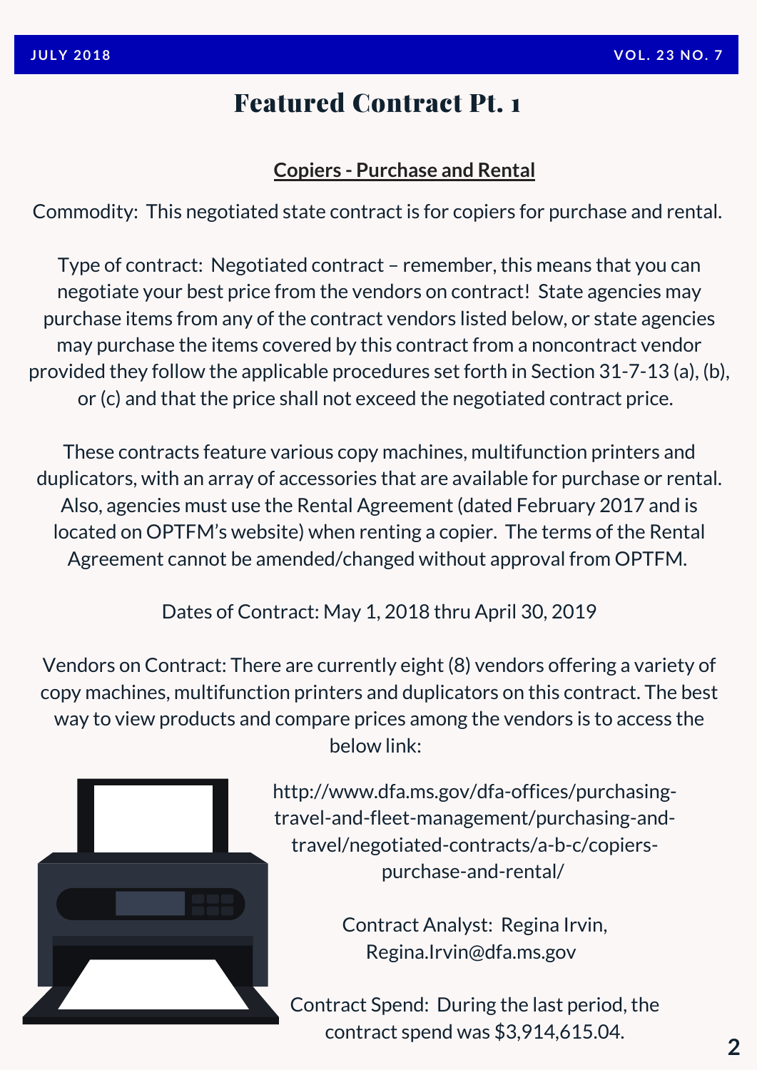# Featured Contract Pt. 1

## Copiers - Purchase and Rental

Commodity: This negotiated state contract is for copiers for purchase and rental.

Type of contract: Negotiated contract – remember, this means that you can negotiate your best price from the vendors on contract! State agencies may purchase items from any of the contract vendors listed below, or state agencies may purchase the items covered by this contract from a noncontract vendor provided they follow the applicable procedures set forth in Section 31-7-13 (a), (b), or (c) and that the price shall not exceed the negotiated contract price.

These contracts feature various copy machines, multifunction printers and duplicators, with an array of accessories that are available for purchase or rental. Also, agencies must use the Rental Agreement (dated February 2017 and is located on OPTFM's website) when renting a copier. The terms of the Rental Agreement cannot be amended/changed without approval from OPTFM.

Dates of Contract: May 1, 2018 thru April 30, 2019

Vendors on Contract: There are currently eight (8) vendors offering a variety of copy machines, multifunction printers and duplicators on this contract. The best way to view products and compare prices among the vendors is to access the below link:

http://www.dfa.ms.gov/dfa-offices/purchasing-travel-and-fleet-management/purchasing-and-travel/negotiated-contracts/a-b-c/copiers-purchase-and-rental/

Contract Analyst: Regina Irvin, Regina.Irvin@dfa.ms.gov

Contract Spend: During the last period, the contract spend was $3,914,615.04.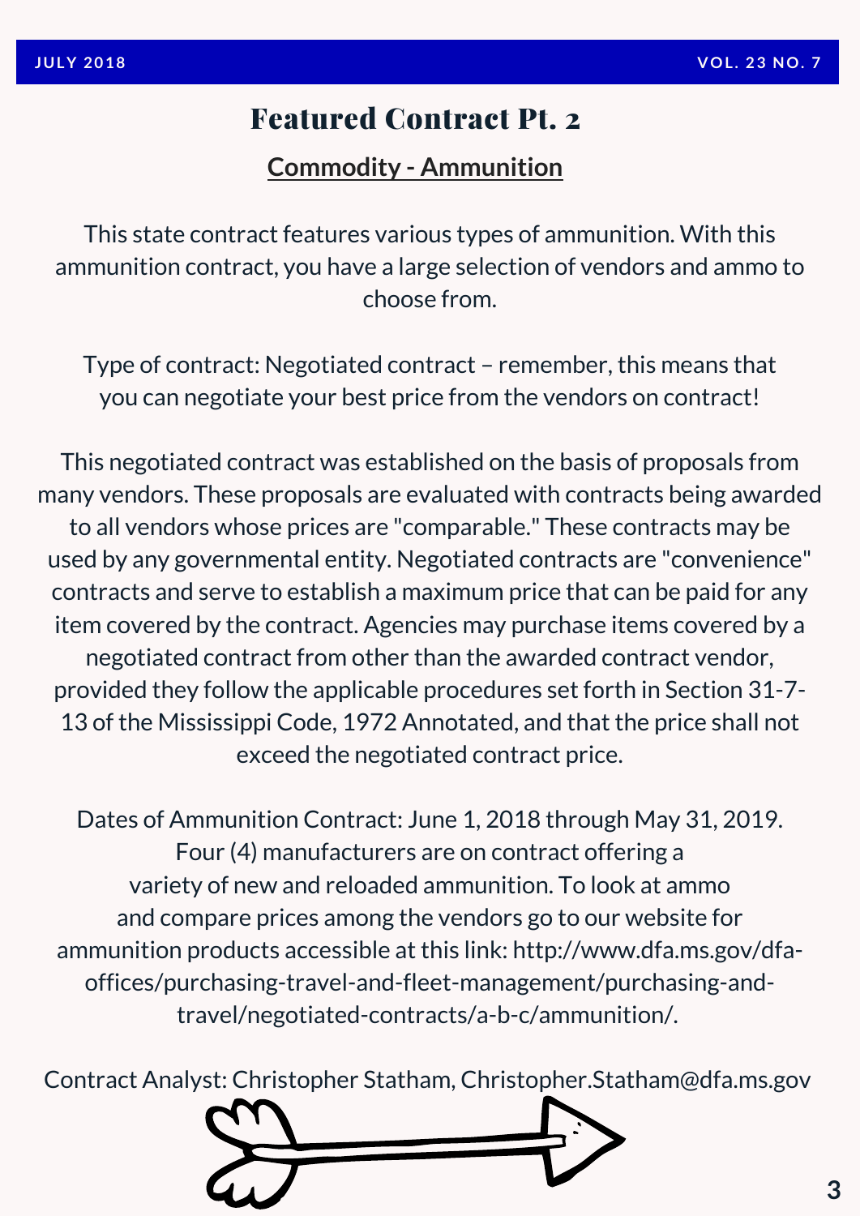# Featured Contract Pt. 2

## Commodity - Ammunition

This state contract features various types of ammunition. With this ammunition contract, you have a large selection of vendors and ammo to choose from.

Type of contract: Negotiated contract – remember, this means that you can negotiate your best price from the vendors on contract!

This negotiated contract was established on the basis of proposals from many vendors. These proposals are evaluated with contracts being awarded to all vendors whose prices are "comparable." These contracts may be used by any governmental entity. Negotiated contracts are "convenience" contracts and serve to establish a maximum price that can be paid for any item covered by the contract. Agencies may purchase items covered by a negotiated contract from other than the awarded contract vendor, provided they follow the applicable procedures set forth in Section 31-7-13 of the Mississippi Code, 1972 Annotated, and that the price shall not exceed the negotiated contract price.

Dates of Ammunition Contract: June 1, 2018 through May 31, 2019. Four (4) manufacturers are on contract offering a variety of new and reloaded ammunition. To look at ammo and compare prices among the vendors go to our website for ammunition products accessible at this link: http://www.dfa.ms.gov/dfa-offices/purchasing-travel-and-fleet-management/purchasing-and-travel/negotiated-contracts/a-b-c/ammunition/.

Contract Analyst: Christopher Statham, Christopher.Statham@dfa.ms.gov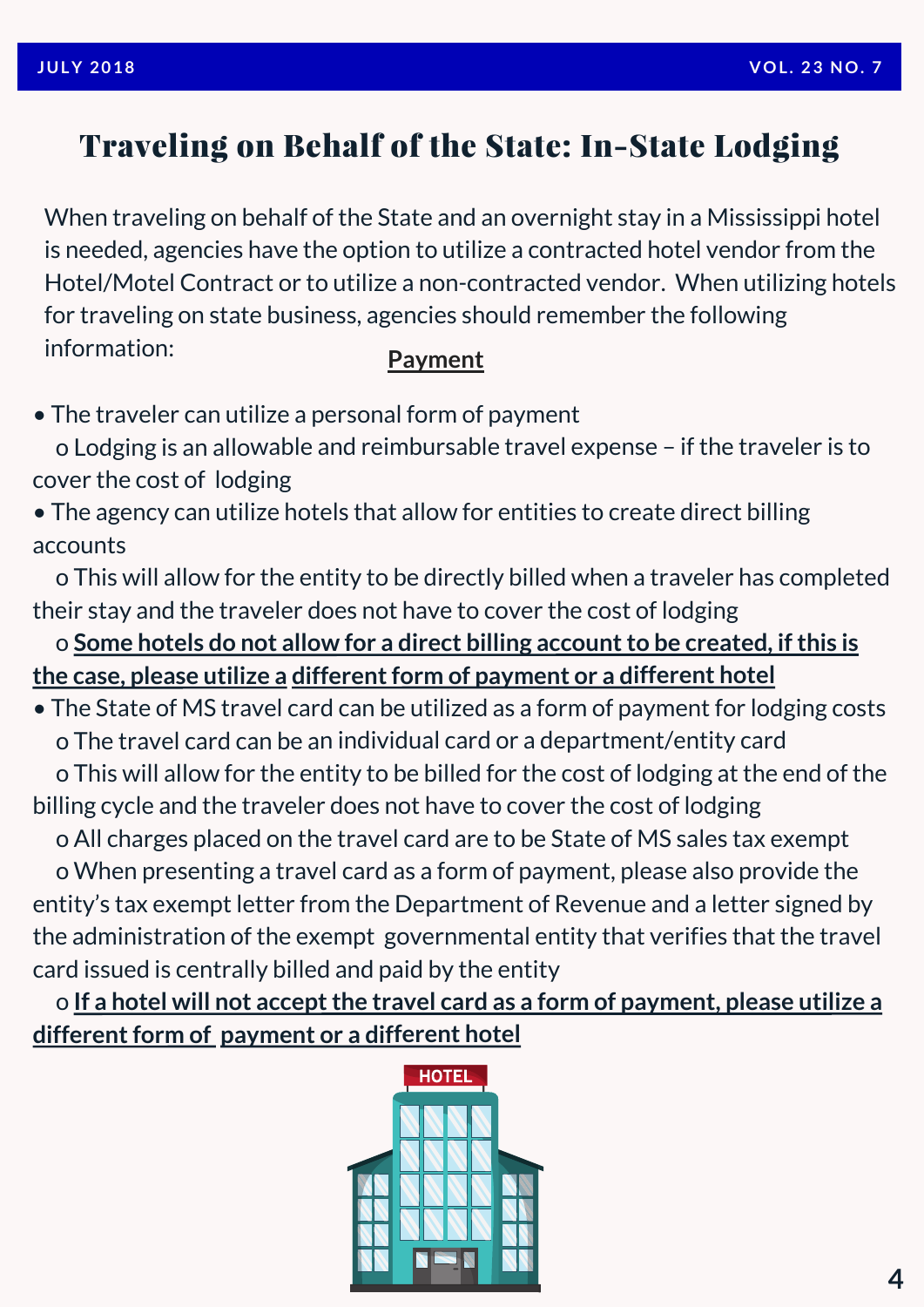# Traveling on Behalf of the State: In-State Lodging

When traveling on behalf of the State and an overnight stay in a Mississippi hotel is needed, agencies have the option to utilize a contracted hotel vendor from the Hotel/Motel Contract or to utilize a non-contracted vendor. When utilizing hotels for traveling on state business, agencies should remember the following information:

## Payment

- The traveler can utilize a personal form of payment
  - Lodging is an allowable and reimbursable travel expense – if the traveler is to cover the cost of lodging
- The agency can utilize hotels that allow for entities to create direct billing accounts
  - This will allow for the entity to be directly billed when a traveler has completed their stay and the traveler does not have to cover the cost of lodging
  - **Some hotels do not allow for a direct billing account to be created, if this is the case, please utilize a different form of payment or a different hotel**
- The State of MS travel card can be utilized as a form of payment for lodging costs
  - The travel card can be an individual card or a department/entity card
  - This will allow for the entity to be billed for the cost of lodging at the end of the billing cycle and the traveler does not have to cover the cost of lodging
  - All charges placed on the travel card are to be State of MS sales tax exempt
  - When presenting a travel card as a form of payment, please also provide the entity's tax exempt letter from the Department of Revenue and a letter signed by the administration of the exempt governmental entity that verifies that the travel card issued is centrally billed and paid by the entity
  - **If a hotel will not accept the travel card as a form of payment, please utilize a different form of payment or a different hotel**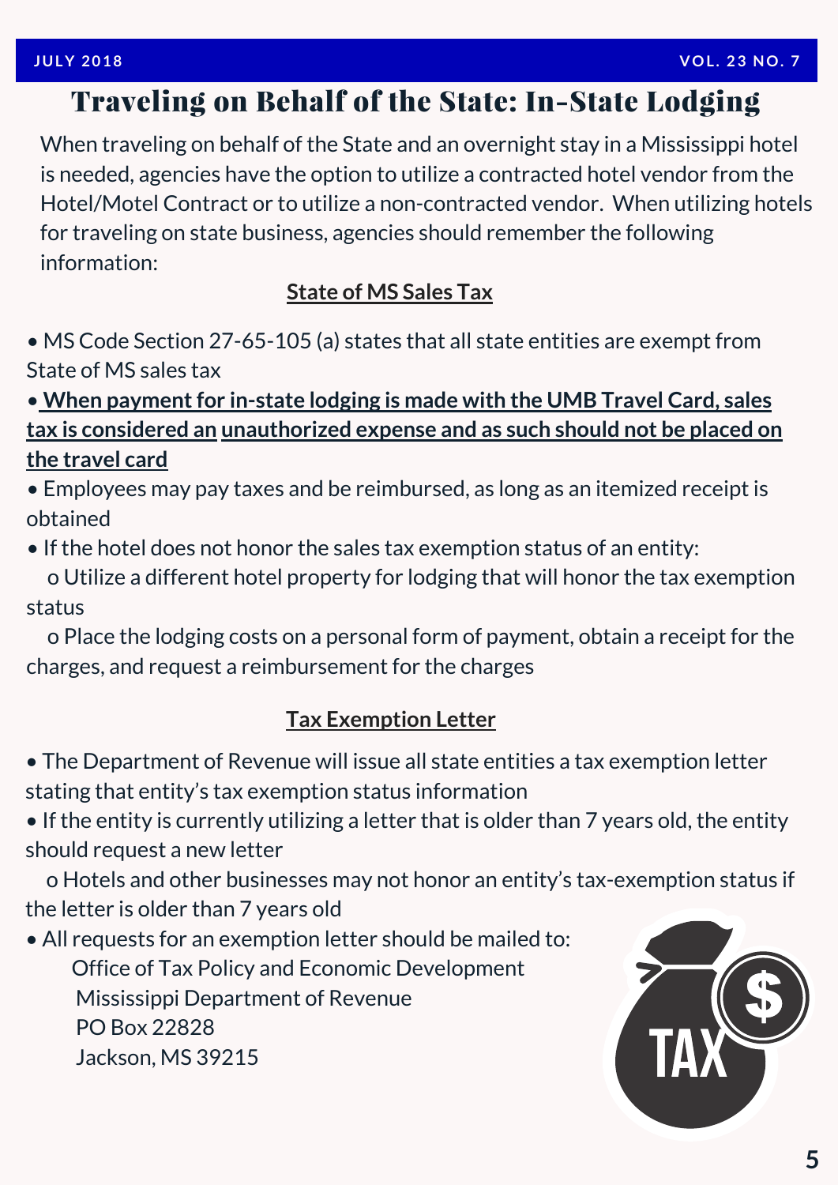# Traveling on Behalf of the State: In-State Lodging

When traveling on behalf of the State and an overnight stay in a Mississippi hotel is needed, agencies have the option to utilize a contracted hotel vendor from the Hotel/Motel Contract or to utilize a non-contracted vendor. When utilizing hotels for traveling on state business, agencies should remember the following information:

## State of MS Sales Tax

- MS Code Section 27-65-105 (a) states that all state entities are exempt from State of MS sales tax
- **When payment for in-state lodging is made with the UMB Travel Card, sales tax is considered an unauthorized expense and as such should not be placed on the travel card**
- Employees may pay taxes and be reimbursed, as long as an itemized receipt is obtained
- If the hotel does not honor the sales tax exemption status of an entity:
  - Utilize a different hotel property for lodging that will honor the tax exemption status
  - Place the lodging costs on a personal form of payment, obtain a receipt for the charges, and request a reimbursement for the charges

## Tax Exemption Letter

- The Department of Revenue will issue all state entities a tax exemption letter stating that entity's tax exemption status information
- If the entity is currently utilizing a letter that is older than 7 years old, the entity should request a new letter
  - Hotels and other businesses may not honor an entity's tax-exemption status if the letter is older than 7 years old
- All requests for an exemption letter should be mailed to:

  Office of Tax Policy and Economic Development  
  Mississippi Department of Revenue  
  PO Box 22828  
  Jackson, MS 39215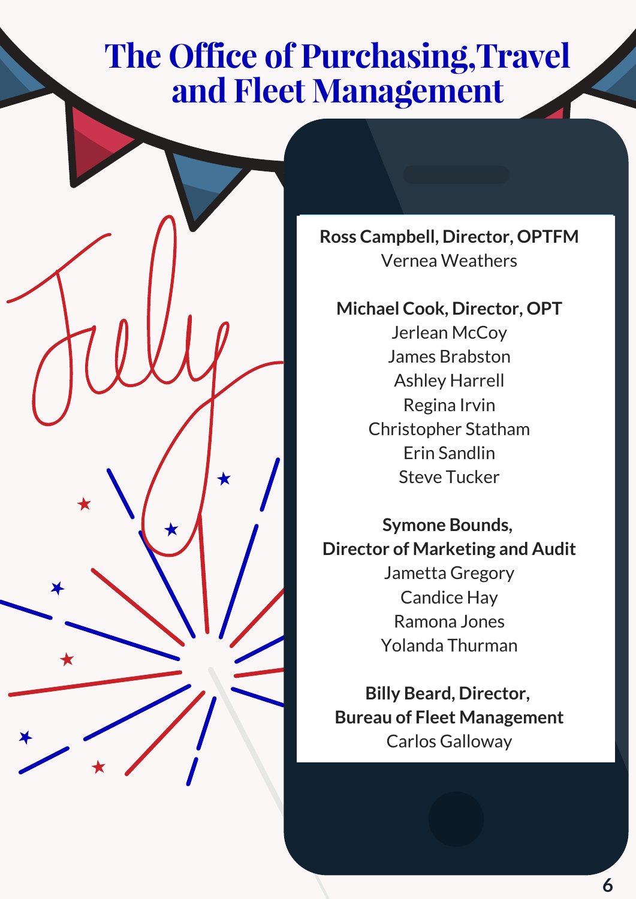# The Office of Purchasing,Travel and Fleet Management

July

**Ross Campbell, Director, OPTFM**
Vernea Weathers

**Michael Cook, Director, OPT**
Jerlean McCoy
James Brabston
Ashley Harrell
Regina Irvin
Christopher Statham
Erin Sandlin
Steve Tucker

**Symone Bounds,**
**Director of Marketing and Audit**
Jametta Gregory
Candice Hay
Ramona Jones
Yolanda Thurman

**Billy Beard, Director,**
**Bureau of Fleet Management**
Carlos Galloway